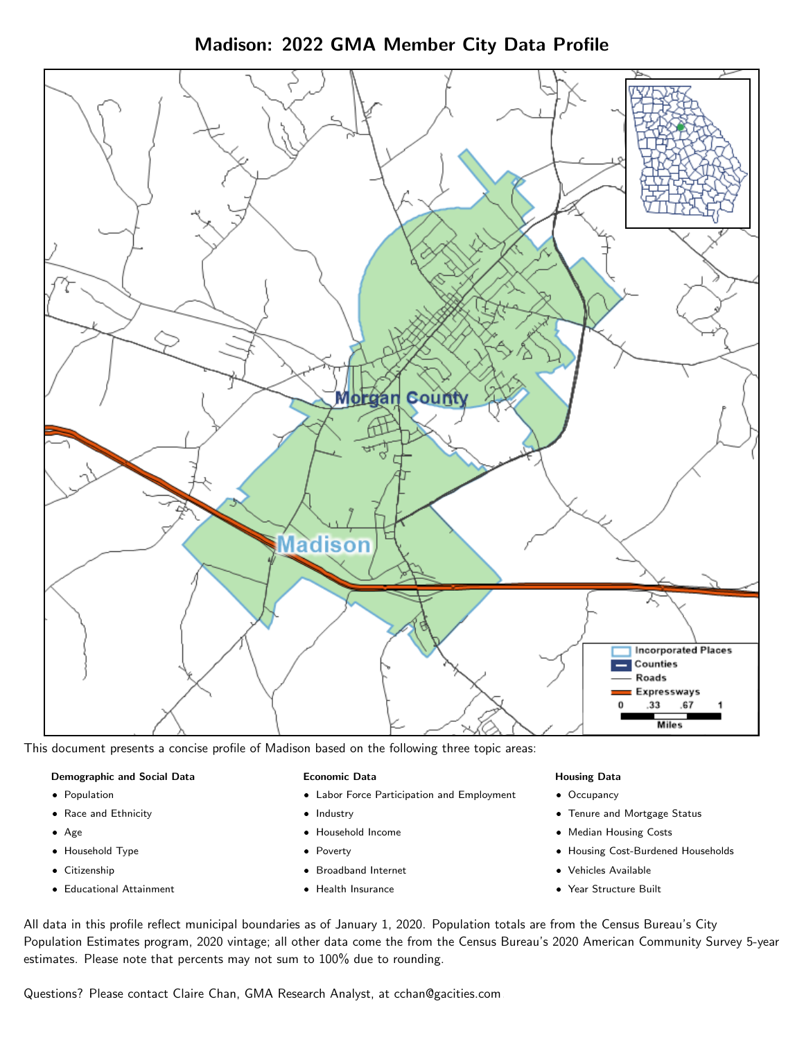# Madison: 2022 GMA Member City Data Profile

This document presents a concise profile of Madison based on the following three topic areas:

**Demographic and Social Data**

- Population
- Race and Ethnicity
- Age
- Household Type
- Citizenship
- Educational Attainment

**Economic Data**

- Labor Force Participation and Employment
- Industry
- Household Income
- Poverty
- Broadband Internet
- Health Insurance

**Housing Data**

- Occupancy
- Tenure and Mortgage Status
- Median Housing Costs
- Housing Cost-Burdened Households
- Vehicles Available
- Year Structure Built

All data in this profile reflect municipal boundaries as of January 1, 2020. Population totals are from the Census Bureau's City Population Estimates program, 2020 vintage; all other data come the from the Census Bureau's 2020 American Community Survey 5-year estimates. Please note that percents may not sum to 100% due to rounding.

Questions? Please contact Claire Chan, GMA Research Analyst, at cchan@gacities.com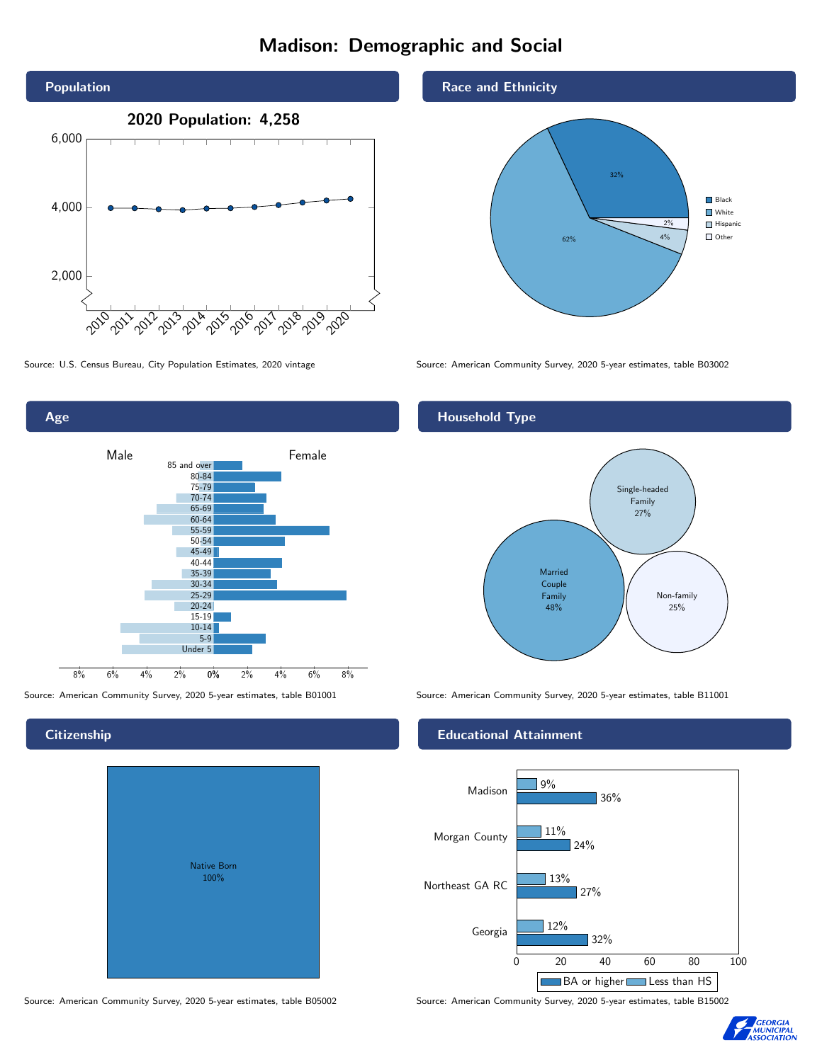# Madison: Demographic and Social

## Population

2020 Population: 4,258

Source: U.S. Census Bureau, City Population Estimates, 2020 vintage

## Race and Ethnicity

| Race/Ethnicity | Percent |
| --- | --- |
| Black | 32% |
| White | 62% |
| Hispanic | 4% |
| Other | 2% |

Source: American Community Survey, 2020 5-year estimates, table B03002

## Age

Source: American Community Survey, 2020 5-year estimates, table B01001

## Household Type

| Household Type | Percent |
| --- | --- |
| Married Couple Family | 48% |
| Single-headed Family | 27% |
| Non-family | 25% |

Source: American Community Survey, 2020 5-year estimates, table B11001

## Citizenship

| Citizenship | Percent |
| --- | --- |
| Native Born | 100% |

Source: American Community Survey, 2020 5-year estimates, table B05002

## Educational Attainment

| Area | Less than HS | BA or higher |
| --- | --- | --- |
| Madison | 9% | 36% |
| Morgan County | 11% | 24% |
| Northeast GA RC | 13% | 27% |
| Georgia | 12% | 32% |

Source: American Community Survey, 2020 5-year estimates, table B15002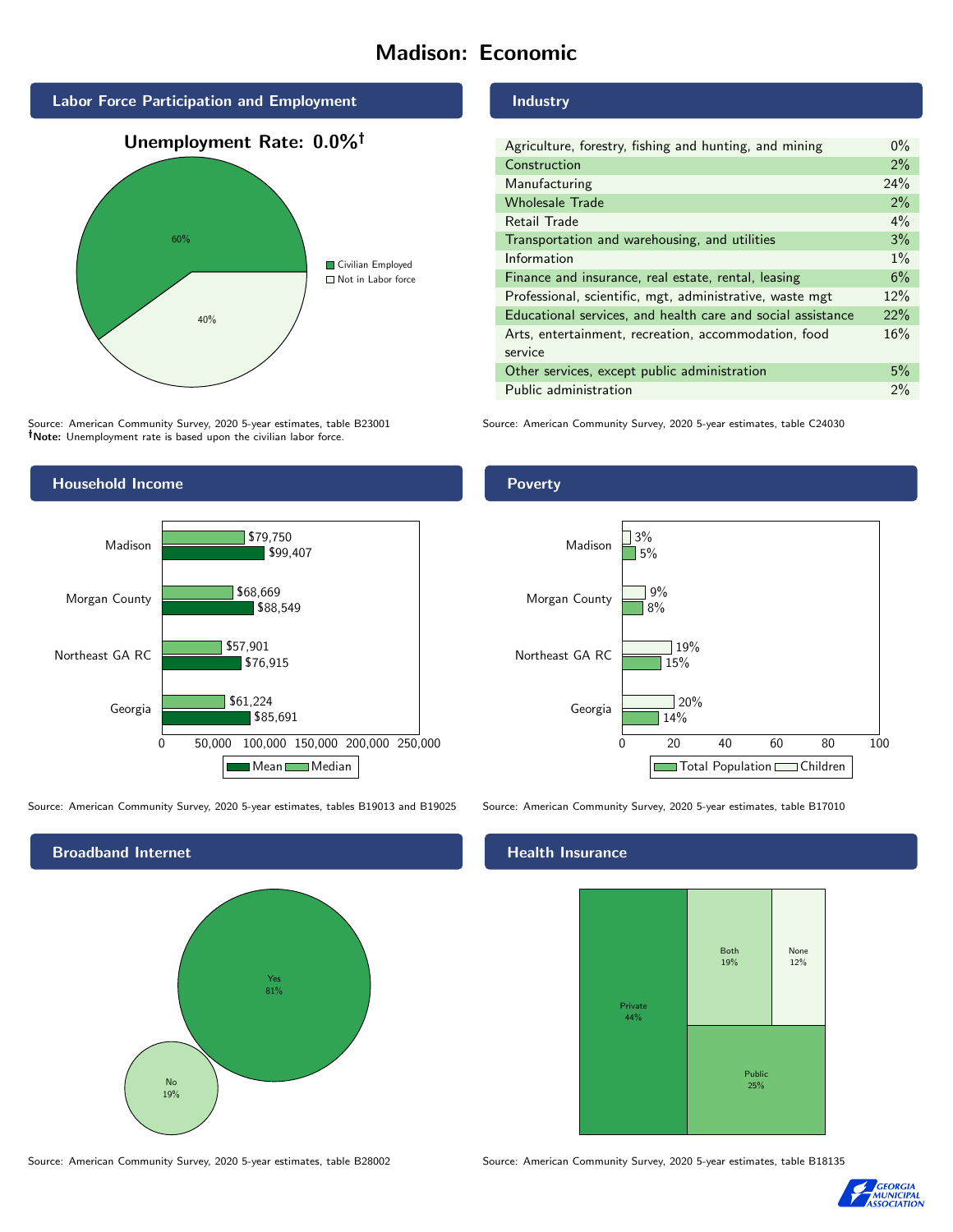# Madison: Economic

## Labor Force Participation and Employment

**Unemployment Rate: 0.0%†**

- Civilian Employed: 60%
- Not in Labor force: 40%

Source: American Community Survey, 2020 5-year estimates, table B23001
**†Note:** Unemployment rate is based upon the civilian labor force.

## Industry

| Industry | Percent |
| --- | --- |
| Agriculture, forestry, fishing and hunting, and mining | 0% |
| Construction | 2% |
| Manufacturing | 24% |
| Wholesale Trade | 2% |
| Retail Trade | 4% |
| Transportation and warehousing, and utilities | 3% |
| Information | 1% |
| Finance and insurance, real estate, rental, leasing | 6% |
| Professional, scientific, mgt, administrative, waste mgt | 12% |
| Educational services, and health care and social assistance | 22% |
| Arts, entertainment, recreation, accommodation, food service | 16% |
| Other services, except public administration | 5% |
| Public administration | 2% |

Source: American Community Survey, 2020 5-year estimates, table C24030

## Household Income

| | Median | Mean |
| --- | --- | --- |
| Madison | $79,750 | $99,407 |
| Morgan County | $68,669 | $88,549 |
| Northeast GA RC | $57,901 | $76,915 |
| Georgia | $61,224 | $85,691 |

Source: American Community Survey, 2020 5-year estimates, tables B19013 and B19025

## Poverty

| | Children | Total Population |
| --- | --- | --- |
| Madison | 3% | 5% |
| Morgan County | 9% | 8% |
| Northeast GA RC | 19% | 15% |
| Georgia | 20% | 14% |

Source: American Community Survey, 2020 5-year estimates, table B17010

## Broadband Internet

- Yes: 81%
- No: 19%

Source: American Community Survey, 2020 5-year estimates, table B28002

## Health Insurance

- Private: 44%
- Public: 25%
- Both: 19%
- None: 12%

Source: American Community Survey, 2020 5-year estimates, table B18135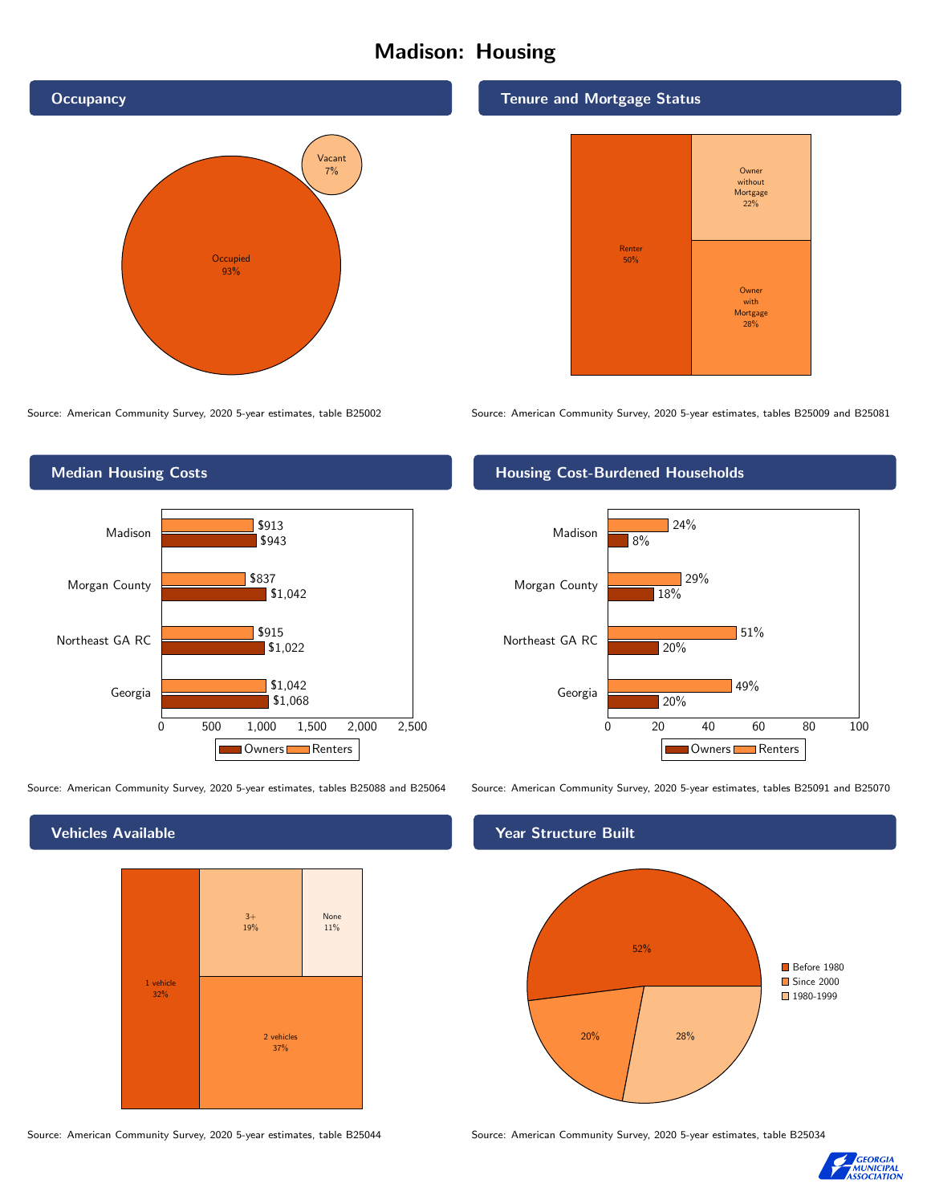# Madison: Housing

## Occupancy

Vacant
7%

Occupied
93%

Source: American Community Survey, 2020 5-year estimates, table B25002

## Tenure and Mortgage Status

Renter
50%

Owner without Mortgage
22%

Owner with Mortgage
28%

Source: American Community Survey, 2020 5-year estimates, tables B25009 and B25081

## Median Housing Costs

Madison
$913
$943

Morgan County
$837
$1,042

Northeast GA RC
$915
$1,022

Georgia
$1,042
$1,068

0 500 1,000 1,500 2,000 2,500

Owners Renters

Source: American Community Survey, 2020 5-year estimates, tables B25088 and B25064

## Housing Cost-Burdened Households

Madison
24%
8%

Morgan County
29%
18%

Northeast GA RC
51%
20%

Georgia
49%
20%

0 20 40 60 80 100

Owners Renters

Source: American Community Survey, 2020 5-year estimates, tables B25091 and B25070

## Vehicles Available

1 vehicle
32%

3+
19%

None
11%

2 vehicles
37%

Source: American Community Survey, 2020 5-year estimates, table B25044

## Year Structure Built

52%

20%

28%

Before 1980
Since 2000
1980-1999

Source: American Community Survey, 2020 5-year estimates, table B25034